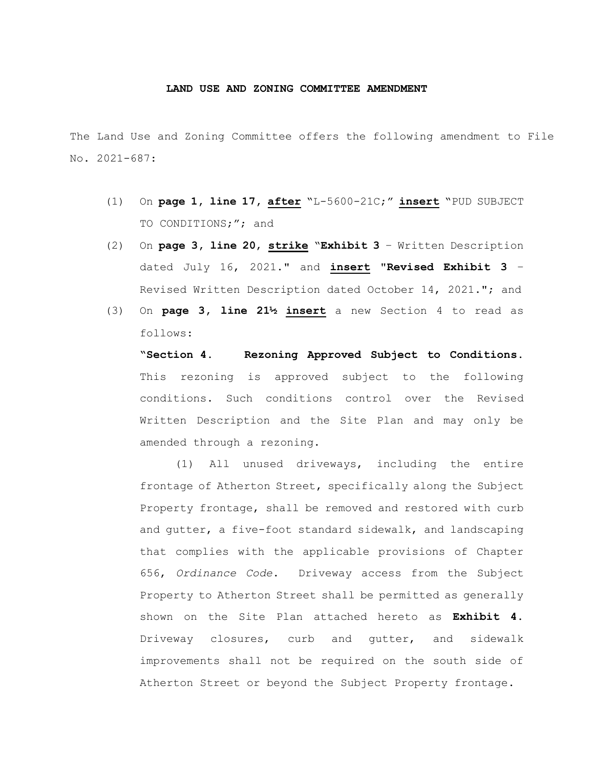**LAND USE AND ZONING COMMITTEE AMENDMENT**

The Land Use and Zoning Committee offers the following amendment to File No. 2021-687:

(1) On **page 1, line 17, <u>after</u>** "L-5600-21C;" **<u>insert</u>** "PUD SUBJECT TO CONDITIONS;"; and

(2) On **page 3, line 20, <u>strike</u>** "**Exhibit 3** – Written Description dated July 16, 2021." and **<u>insert</u>** "**Revised Exhibit 3** – Revised Written Description dated October 14, 2021."; and

(3) On **page 3, line 21½ <u>insert</u>** a new Section 4 to read as follows:

"**Section 4. Rezoning Approved Subject to Conditions.** This rezoning is approved subject to the following conditions. Such conditions control over the Revised Written Description and the Site Plan and may only be amended through a rezoning.

(1) All unused driveways, including the entire frontage of Atherton Street, specifically along the Subject Property frontage, shall be removed and restored with curb and gutter, a five-foot standard sidewalk, and landscaping that complies with the applicable provisions of Chapter 656, *Ordinance Code*. Driveway access from the Subject Property to Atherton Street shall be permitted as generally shown on the Site Plan attached hereto as **Exhibit 4**. Driveway closures, curb and gutter, and sidewalk improvements shall not be required on the south side of Atherton Street or beyond the Subject Property frontage.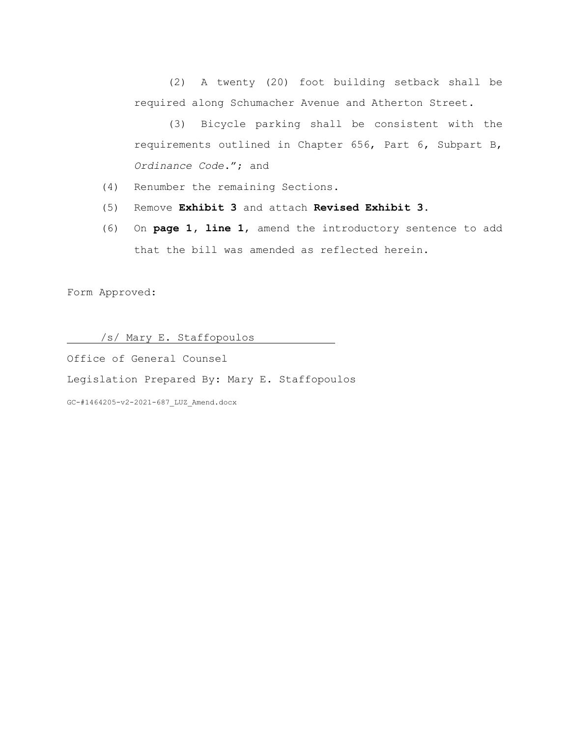(2) A twenty (20) foot building setback shall be required along Schumacher Avenue and Atherton Street.

(3) Bicycle parking shall be consistent with the requirements outlined in Chapter 656, Part 6, Subpart B, *Ordinance Code*."; and

(4) Renumber the remaining Sections.

(5) Remove **Exhibit 3** and attach **Revised Exhibit 3**.

(6) On **page 1, line 1**, amend the introductory sentence to add that the bill was amended as reflected herein.

Form Approved:

/s/ Mary E. Staffopoulos

Office of General Counsel

Legislation Prepared By: Mary E. Staffopoulos

GC-#1464205-v2-2021-687_LUZ_Amend.docx